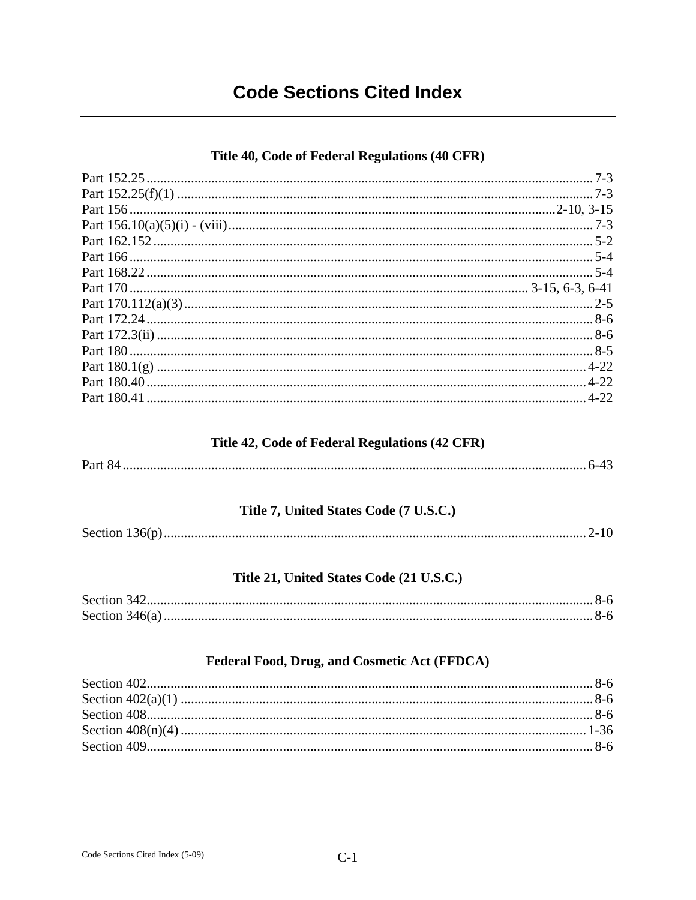# Code Sections Cited Index

## Title 40, Code of Federal Regulations (40 CFR)

Part 152.25 .......... 7-3
Part 152.25(f)(1) .......... 7-3
Part 156 .......... 2-10, 3-15
Part 156.10(a)(5)(i) - (viii) .......... 7-3
Part 162.152 .......... 5-2
Part 166 .......... 5-4
Part 168.22 .......... 5-4
Part 170 .......... 3-15, 6-3, 6-41
Part 170.112(a)(3) .......... 2-5
Part 172.24 .......... 8-6
Part 172.3(ii) .......... 8-6
Part 180 .......... 8-5
Part 180.1(g) .......... 4-22
Part 180.40 .......... 4-22
Part 180.41 .......... 4-22

## Title 42, Code of Federal Regulations (42 CFR)

Part 84 .......... 6-43

## Title 7, United States Code (7 U.S.C.)

Section 136(p) .......... 2-10

## Title 21, United States Code (21 U.S.C.)

Section 342 .......... 8-6
Section 346(a) .......... 8-6

## Federal Food, Drug, and Cosmetic Act (FFDCA)

Section 402 .......... 8-6
Section 402(a)(1) .......... 8-6
Section 408 .......... 8-6
Section 408(n)(4) .......... 1-36
Section 409 .......... 8-6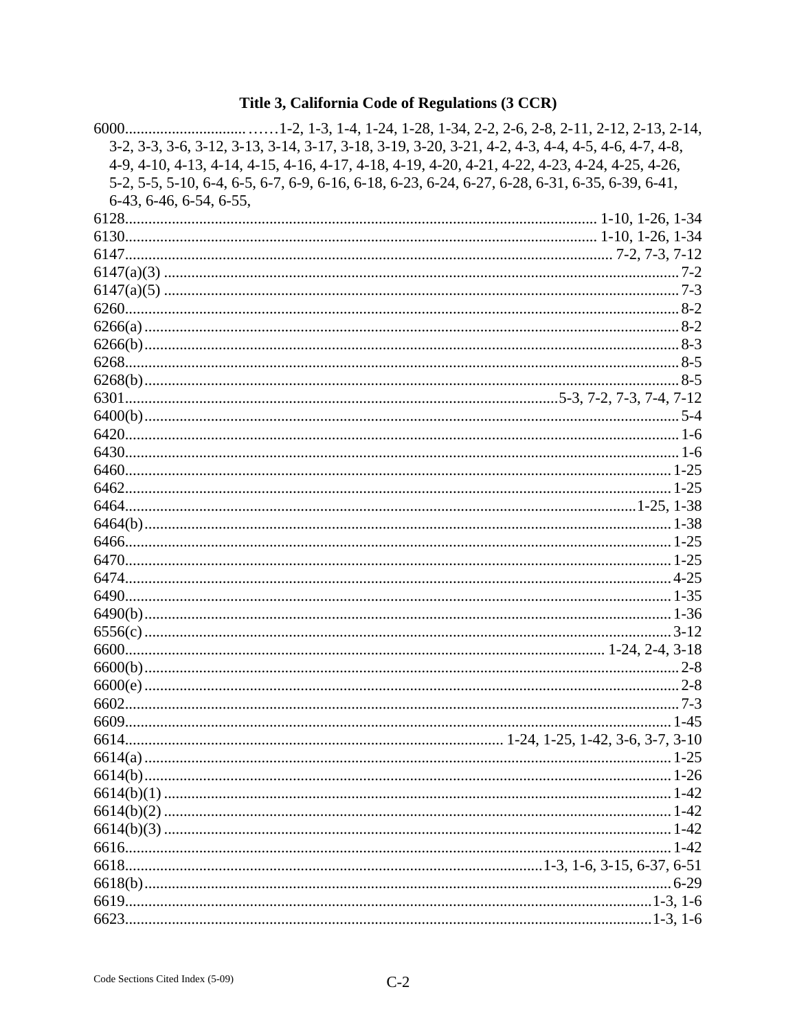# Title 3, California Code of Regulations (3 CCR)

6000........................................1-2, 1-3, 1-4, 1-24, 1-28, 1-34, 2-2, 2-6, 2-8, 2-11, 2-12, 2-13, 2-14, 3-2, 3-3, 3-6, 3-12, 3-13, 3-14, 3-17, 3-18, 3-19, 3-20, 3-21, 4-2, 4-3, 4-4, 4-5, 4-6, 4-7, 4-8, 4-9, 4-10, 4-13, 4-14, 4-15, 4-16, 4-17, 4-18, 4-19, 4-20, 4-21, 4-22, 4-23, 4-24, 4-25, 4-26, 5-2, 5-5, 5-10, 6-4, 6-5, 6-7, 6-9, 6-16, 6-18, 6-23, 6-24, 6-27, 6-28, 6-31, 6-35, 6-39, 6-41, 6-43, 6-46, 6-54, 6-55,

6128........................................1-10, 1-26, 1-34
6130........................................1-10, 1-26, 1-34
6147........................................7-2, 7-3, 7-12
6147(a)(3)........................................7-2
6147(a)(5)........................................7-3
6260........................................8-2
6266(a)........................................8-2
6266(b)........................................8-3
6268........................................8-5
6268(b)........................................8-5
6301........................................5-3, 7-2, 7-3, 7-4, 7-12
6400(b)........................................5-4
6420........................................1-6
6430........................................1-6
6460........................................1-25
6462........................................1-25
6464........................................1-25, 1-38
6464(b)........................................1-38
6466........................................1-25
6470........................................1-25
6474........................................4-25
6490........................................1-35
6490(b)........................................1-36
6556(c)........................................3-12
6600........................................1-24, 2-4, 3-18
6600(b)........................................2-8
6600(e)........................................2-8
6602........................................7-3
6609........................................1-45
6614........................................1-24, 1-25, 1-42, 3-6, 3-7, 3-10
6614(a)........................................1-25
6614(b)........................................1-26
6614(b)(1)........................................1-42
6614(b)(2)........................................1-42
6614(b)(3)........................................1-42
6616........................................1-42
6618........................................1-3, 1-6, 3-15, 6-37, 6-51
6618(b)........................................6-29
6619........................................1-3, 1-6
6623........................................1-3, 1-6

Code Sections Cited Index (5-09)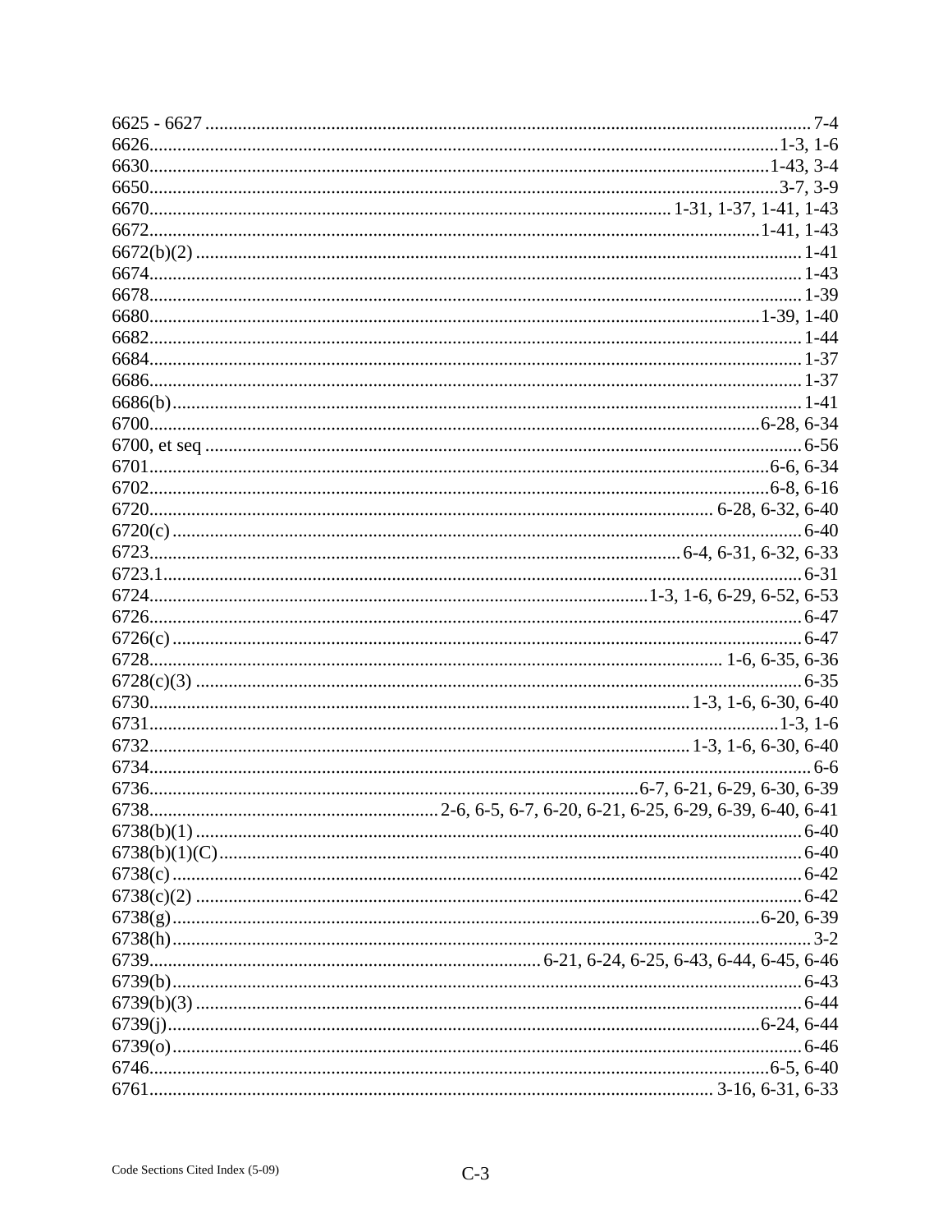6625 - 6627 ..................................................................................................................... 7-4
6626........................................................................................................................1-3, 1-6
6630......................................................................................................................1-43, 3-4
6650........................................................................................................................3-7, 3-9
6670................................................................................................... 1-31, 1-37, 1-41, 1-43
6672.....................................................................................................................1-41, 1-43
6672(b)(2) .............................................................................................................................. 1-41
6674......................................................................................................................................... 1-43
6678......................................................................................................................................... 1-39
6680.....................................................................................................................1-39, 1-40
6682......................................................................................................................................... 1-44
6684......................................................................................................................................... 1-37
6686......................................................................................................................................... 1-37
6686(b).................................................................................................................................... 1-41
6700.....................................................................................................................6-28, 6-34
6700, et seq ............................................................................................................................. 6-56
6701.......................................................................................................................6-6, 6-34
6702.......................................................................................................................6-8, 6-16
6720........................................................................................................... 6-28, 6-32, 6-40
6720(c) .................................................................................................................................... 6-40
6723..................................................................................................... 6-4, 6-31, 6-32, 6-33
6723.1...................................................................................................................................... 6-31
6724....................................................................................................1-3, 1-6, 6-29, 6-52, 6-53
6726......................................................................................................................................... 6-47
6726(c) .................................................................................................................................... 6-47
6728........................................................................................................... 1-6, 6-35, 6-36
6728(c)(3) ............................................................................................................................... 6-35
6730........................................................................................................... 1-3, 1-6, 6-30, 6-40
6731........................................................................................................................1-3, 1-6
6732........................................................................................................... 1-3, 1-6, 6-30, 6-40
6734........................................................................................................................................... 6-6
6736...........................................................................................6-7, 6-21, 6-29, 6-30, 6-39
6738.............................................................. 2-6, 6-5, 6-7, 6-20, 6-21, 6-25, 6-29, 6-39, 6-40, 6-41
6738(b)(1) ............................................................................................................................... 6-40
6738(b)(1)(C).......................................................................................................................... 6-40
6738(c) .................................................................................................................................... 6-42
6738(c)(2) ............................................................................................................................... 6-42
6738(g).................................................................................................................6-20, 6-39
6738(h)....................................................................................................................................... 3-2
6739................................................................................... 6-21, 6-24, 6-25, 6-43, 6-44, 6-45, 6-46
6739(b).................................................................................................................................... 6-43
6739(b)(3) ............................................................................................................................... 6-44
6739(j)...................................................................................................................6-24, 6-44
6739(o).................................................................................................................................... 6-46
6746.......................................................................................................................6-5, 6-40
6761........................................................................................................... 3-16, 6-31, 6-33

Code Sections Cited Index (5-09)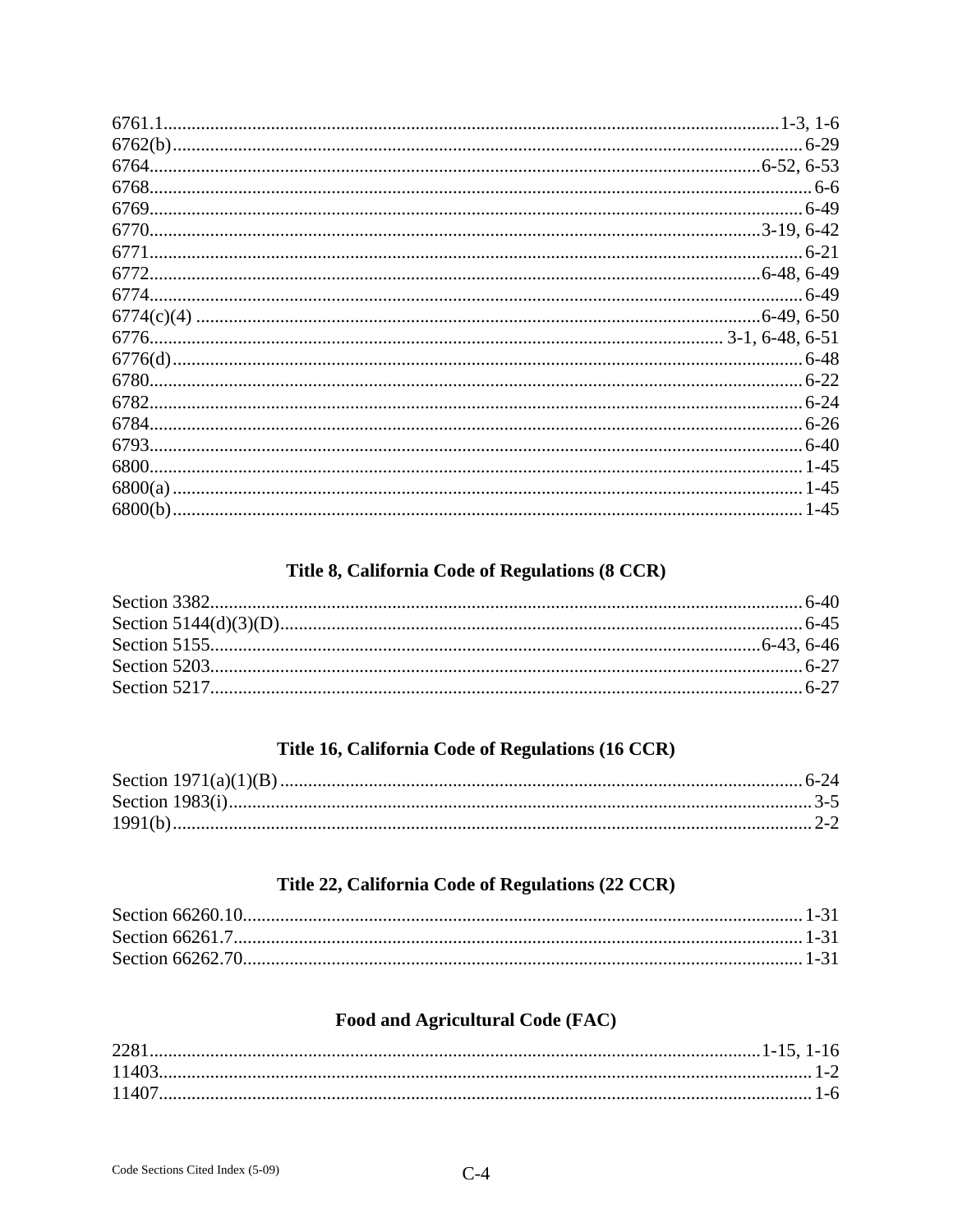6761.1 .......... 1-3, 1-6
6762(b) .......... 6-29
6764 .......... 6-52, 6-53
6768 .......... 6-6
6769 .......... 6-49
6770 .......... 3-19, 6-42
6771 .......... 6-21
6772 .......... 6-48, 6-49
6774 .......... 6-49
6774(c)(4) .......... 6-49, 6-50
6776 .......... 3-1, 6-48, 6-51
6776(d) .......... 6-48
6780 .......... 6-22
6782 .......... 6-24
6784 .......... 6-26
6793 .......... 6-40
6800 .......... 1-45
6800(a) .......... 1-45
6800(b) .......... 1-45

## Title 8, California Code of Regulations (8 CCR)

Section 3382 .......... 6-40
Section 5144(d)(3)(D) .......... 6-45
Section 5155 .......... 6-43, 6-46
Section 5203 .......... 6-27
Section 5217 .......... 6-27

## Title 16, California Code of Regulations (16 CCR)

Section 1971(a)(1)(B) .......... 6-24
Section 1983(i) .......... 3-5
1991(b) .......... 2-2

## Title 22, California Code of Regulations (22 CCR)

Section 66260.10 .......... 1-31
Section 66261.7 .......... 1-31
Section 66262.70 .......... 1-31

## Food and Agricultural Code (FAC)

2281 .......... 1-15, 1-16
11403 .......... 1-2
11407 .......... 1-6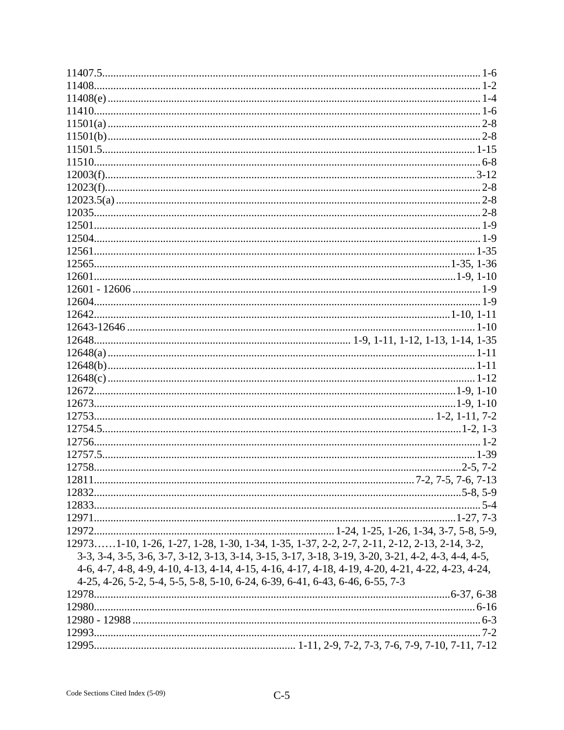11407.5 ........ 1-6
11408 ........ 1-2
11408(e) ........ 1-4
11410 ........ 1-6
11501(a) ........ 2-8
11501(b) ........ 2-8
11501.5 ........ 1-15
11510 ........ 6-8
12003(f) ........ 3-12
12023(f) ........ 2-8
12023.5(a) ........ 2-8
12035 ........ 2-8
12501 ........ 1-9
12504 ........ 1-9
12561 ........ 1-35
12565 ........ 1-35, 1-36
12601 ........ 1-9, 1-10
12601 - 12606 ........ 1-9
12604 ........ 1-9
12642 ........ 1-10, 1-11
12643-12646 ........ 1-10
12648 ........ 1-9, 1-11, 1-12, 1-13, 1-14, 1-35
12648(a) ........ 1-11
12648(b) ........ 1-11
12648(c) ........ 1-12
12672 ........ 1-9, 1-10
12673 ........ 1-9, 1-10
12753 ........ 1-2, 1-11, 7-2
12754.5 ........ 1-2, 1-3
12756 ........ 1-2
12757.5 ........ 1-39
12758 ........ 2-5, 7-2
12811 ........ 7-2, 7-5, 7-6, 7-13
12832 ........ 5-8, 5-9
12833 ........ 5-4
12971 ........ 1-27, 7-3
12972 ........ 1-24, 1-25, 1-26, 1-34, 3-7, 5-8, 5-9,
12973……1-10, 1-26, 1-27, 1-28, 1-30, 1-34, 1-35, 1-37, 2-2, 2-7, 2-11, 2-12, 2-13, 2-14, 3-2, 3-3, 3-4, 3-5, 3-6, 3-7, 3-12, 3-13, 3-14, 3-15, 3-17, 3-18, 3-19, 3-20, 3-21, 4-2, 4-3, 4-4, 4-5, 4-6, 4-7, 4-8, 4-9, 4-10, 4-13, 4-14, 4-15, 4-16, 4-17, 4-18, 4-19, 4-20, 4-21, 4-22, 4-23, 4-24, 4-25, 4-26, 5-2, 5-4, 5-5, 5-8, 5-10, 6-24, 6-39, 6-41, 6-43, 6-46, 6-55, 7-3
12978 ........ 6-37, 6-38
12980 ........ 6-16
12980 - 12988 ........ 6-3
12993 ........ 7-2
12995 ........ 1-11, 2-9, 7-2, 7-3, 7-6, 7-9, 7-10, 7-11, 7-12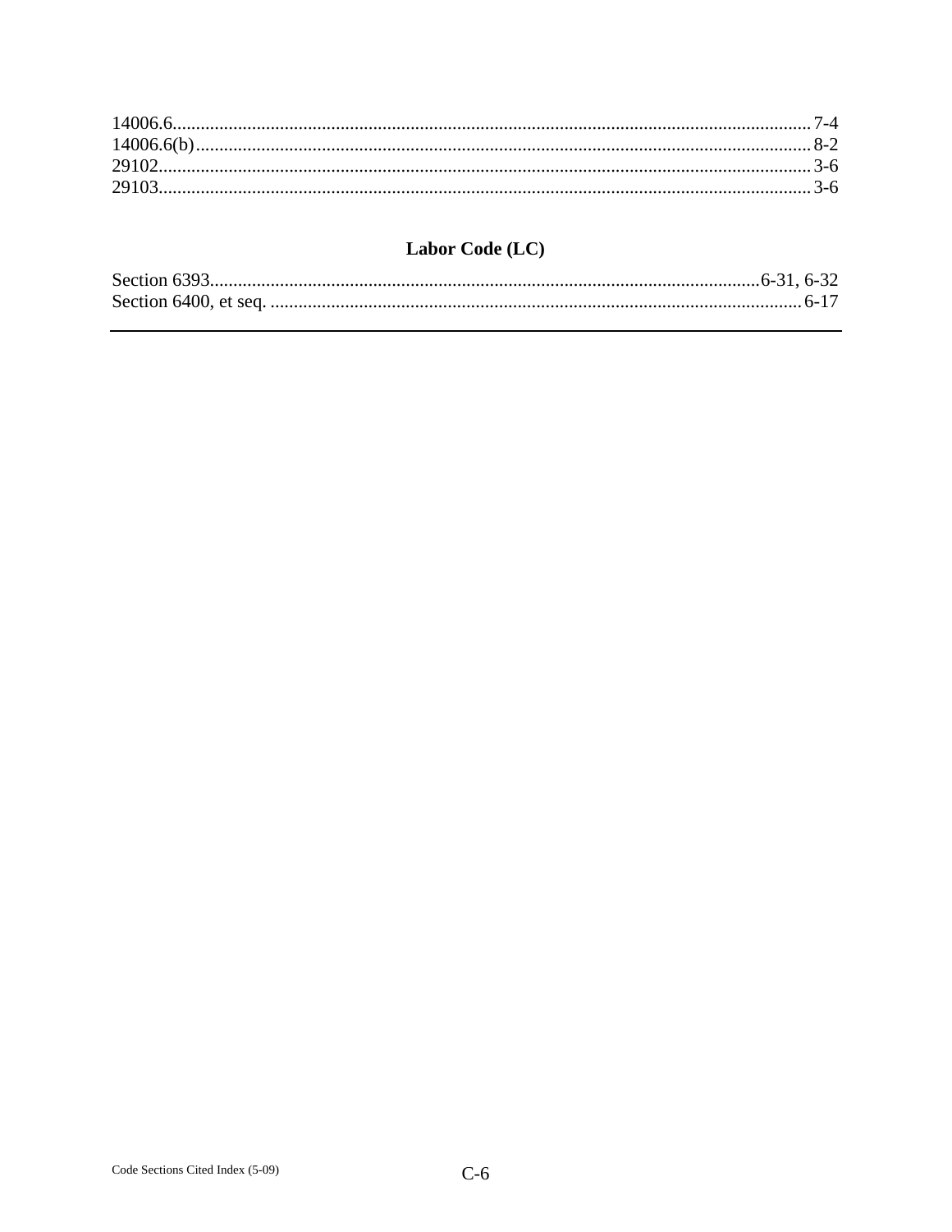14006.6........................................................................................................................................ 7-4
14006.6(b).................................................................................................................................... 8-2
29102........................................................................................................................................... 3-6
29103........................................................................................................................................... 3-6

## Labor Code (LC)

Section 6393.....................................................................................................................6-31, 6-32
Section 6400, et seq. ................................................................................................................. 6-17

---